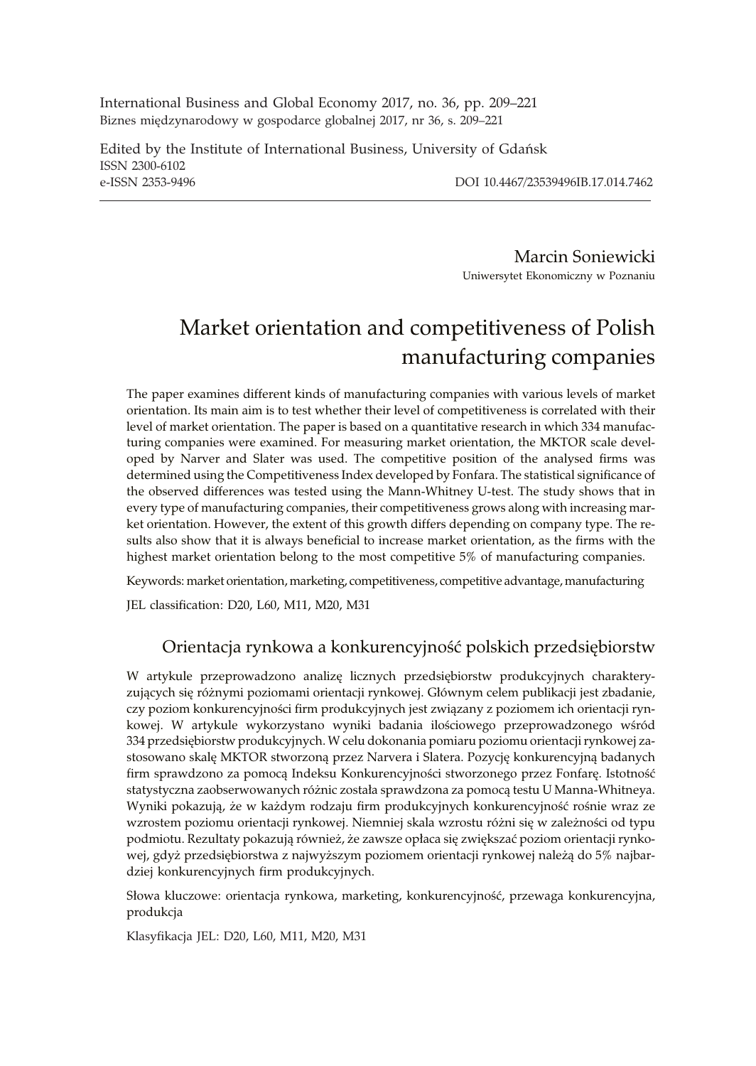International Business and Global Economy 2017, no. 36, pp. 209–221
Biznes międzynarodowy w gospodarce globalnej 2017, nr 36, s. 209–221

Edited by the Institute of International Business, University of Gdańsk
ISSN 2300-6102
e-ISSN 2353-9496 DOI 10.4467/23539496IB.17.014.7462

Marcin Soniewicki
Uniwersytet Ekonomiczny w Poznaniu

# Market orientation and competitiveness of Polish manufacturing companies

The paper examines different kinds of manufacturing companies with various levels of market orientation. Its main aim is to test whether their level of competitiveness is correlated with their level of market orientation. The paper is based on a quantitative research in which 334 manufacturing companies were examined. For measuring market orientation, the MKTOR scale developed by Narver and Slater was used. The competitive position of the analysed firms was determined using the Competitiveness Index developed by Fonfara. The statistical significance of the observed differences was tested using the Mann-Whitney U-test. The study shows that in every type of manufacturing companies, their competitiveness grows along with increasing market orientation. However, the extent of this growth differs depending on company type. The results also show that it is always beneficial to increase market orientation, as the firms with the highest market orientation belong to the most competitive 5% of manufacturing companies.

Keywords: market orientation, marketing, competitiveness, competitive advantage, manufacturing

JEL classification: D20, L60, M11, M20, M31

## Orientacja rynkowa a konkurencyjność polskich przedsiębiorstw

W artykule przeprowadzono analizę licznych przedsiębiorstw produkcyjnych charakteryzujących się różnymi poziomami orientacji rynkowej. Głównym celem publikacji jest zbadanie, czy poziom konkurencyjności firm produkcyjnych jest związany z poziomem ich orientacji rynkowej. W artykule wykorzystano wyniki badania ilościowego przeprowadzonego wśród 334 przedsiębiorstw produkcyjnych. W celu dokonania pomiaru poziomu orientacji rynkowej zastosowano skalę MKTOR stworzoną przez Narvera i Slatera. Pozycję konkurencyjną badanych firm sprawdzono za pomocą Indeksu Konkurencyjności stworzonego przez Fonfarę. Istotność statystyczna zaobserwowanych różnic została sprawdzona za pomocą testu U Manna-Whitneya. Wyniki pokazują, że w każdym rodzaju firm produkcyjnych konkurencyjność rośnie wraz ze wzrostem poziomu orientacji rynkowej. Niemniej skala wzrostu różni się w zależności od typu podmiotu. Rezultaty pokazują również, że zawsze opłaca się zwiększać poziom orientacji rynkowej, gdyż przedsiębiorstwa z najwyższym poziomem orientacji rynkowej należą do 5% najbardziej konkurencyjnych firm produkcyjnych.

Słowa kluczowe: orientacja rynkowa, marketing, konkurencyjność, przewaga konkurencyjna, produkcja

Klasyfikacja JEL: D20, L60, M11, M20, M31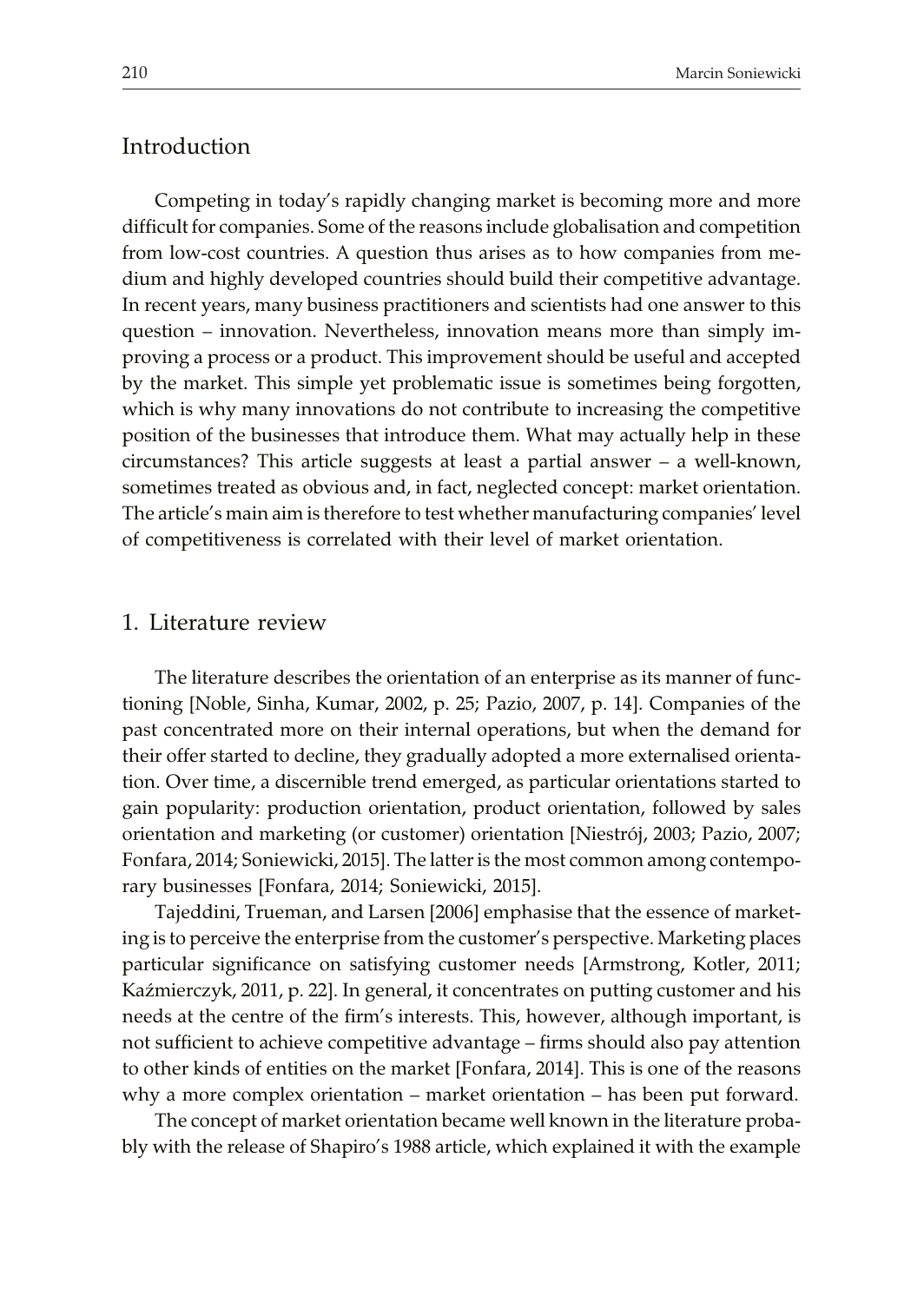## Introduction

Competing in today's rapidly changing market is becoming more and more difficult for companies. Some of the reasons include globalisation and competition from low-cost countries. A question thus arises as to how companies from medium and highly developed countries should build their competitive advantage. In recent years, many business practitioners and scientists had one answer to this question – innovation. Nevertheless, innovation means more than simply improving a process or a product. This improvement should be useful and accepted by the market. This simple yet problematic issue is sometimes being forgotten, which is why many innovations do not contribute to increasing the competitive position of the businesses that introduce them. What may actually help in these circumstances? This article suggests at least a partial answer – a well-known, sometimes treated as obvious and, in fact, neglected concept: market orientation. The article's main aim is therefore to test whether manufacturing companies' level of competitiveness is correlated with their level of market orientation.

## 1. Literature review

The literature describes the orientation of an enterprise as its manner of functioning [Noble, Sinha, Kumar, 2002, p. 25; Pazio, 2007, p. 14]. Companies of the past concentrated more on their internal operations, but when the demand for their offer started to decline, they gradually adopted a more externalised orientation. Over time, a discernible trend emerged, as particular orientations started to gain popularity: production orientation, product orientation, followed by sales orientation and marketing (or customer) orientation [Niestrój, 2003; Pazio, 2007; Fonfara, 2014; Soniewicki, 2015]. The latter is the most common among contemporary businesses [Fonfara, 2014; Soniewicki, 2015].

Tajeddini, Trueman, and Larsen [2006] emphasise that the essence of marketing is to perceive the enterprise from the customer's perspective. Marketing places particular significance on satisfying customer needs [Armstrong, Kotler, 2011; Kaźmierczyk, 2011, p. 22]. In general, it concentrates on putting customer and his needs at the centre of the firm's interests. This, however, although important, is not sufficient to achieve competitive advantage – firms should also pay attention to other kinds of entities on the market [Fonfara, 2014]. This is one of the reasons why a more complex orientation – market orientation – has been put forward.

The concept of market orientation became well known in the literature probably with the release of Shapiro's 1988 article, which explained it with the example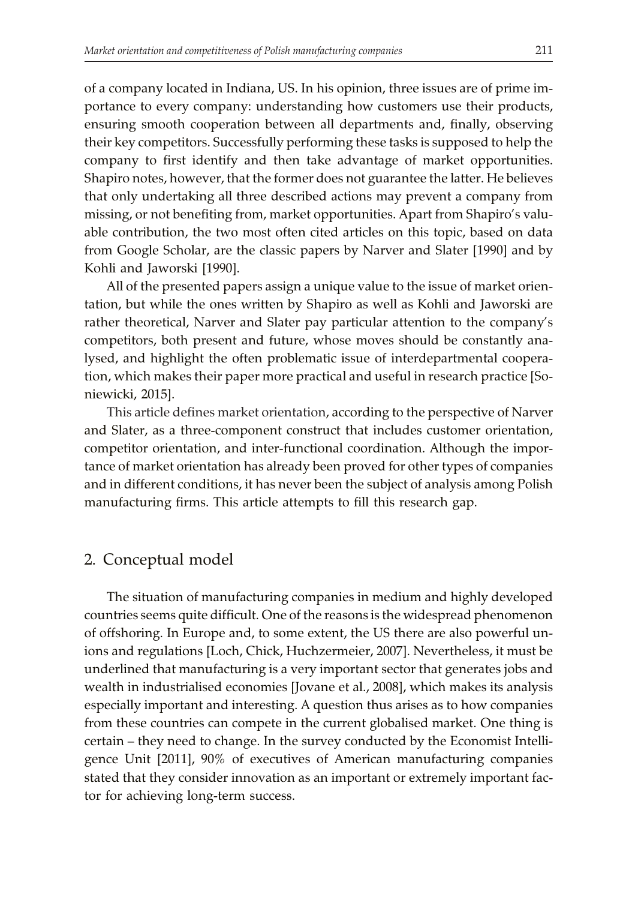of a company located in Indiana, US. In his opinion, three issues are of prime importance to every company: understanding how customers use their products, ensuring smooth cooperation between all departments and, finally, observing their key competitors. Successfully performing these tasks is supposed to help the company to first identify and then take advantage of market opportunities. Shapiro notes, however, that the former does not guarantee the latter. He believes that only undertaking all three described actions may prevent a company from missing, or not benefiting from, market opportunities. Apart from Shapiro's valuable contribution, the two most often cited articles on this topic, based on data from Google Scholar, are the classic papers by Narver and Slater [1990] and by Kohli and Jaworski [1990].

All of the presented papers assign a unique value to the issue of market orientation, but while the ones written by Shapiro as well as Kohli and Jaworski are rather theoretical, Narver and Slater pay particular attention to the company's competitors, both present and future, whose moves should be constantly analysed, and highlight the often problematic issue of interdepartmental cooperation, which makes their paper more practical and useful in research practice [Soniewicki, 2015].

This article defines market orientation, according to the perspective of Narver and Slater, as a three-component construct that includes customer orientation, competitor orientation, and inter-functional coordination. Although the importance of market orientation has already been proved for other types of companies and in different conditions, it has never been the subject of analysis among Polish manufacturing firms. This article attempts to fill this research gap.

## 2. Conceptual model

The situation of manufacturing companies in medium and highly developed countries seems quite difficult. One of the reasons is the widespread phenomenon of offshoring. In Europe and, to some extent, the US there are also powerful unions and regulations [Loch, Chick, Huchzermeier, 2007]. Nevertheless, it must be underlined that manufacturing is a very important sector that generates jobs and wealth in industrialised economies [Jovane et al., 2008], which makes its analysis especially important and interesting. A question thus arises as to how companies from these countries can compete in the current globalised market. One thing is certain – they need to change. In the survey conducted by the Economist Intelligence Unit [2011], 90% of executives of American manufacturing companies stated that they consider innovation as an important or extremely important factor for achieving long-term success.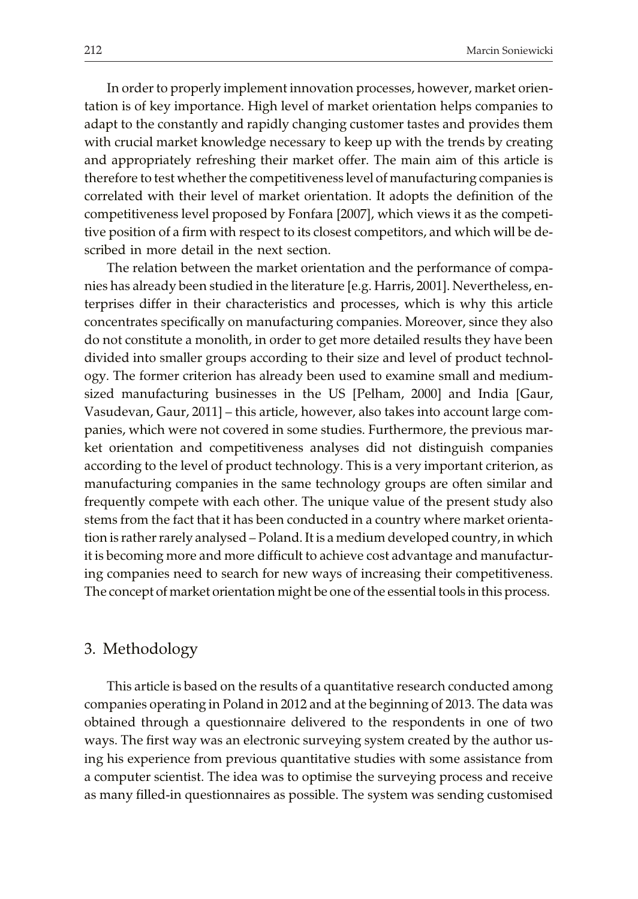In order to properly implement innovation processes, however, market orientation is of key importance. High level of market orientation helps companies to adapt to the constantly and rapidly changing customer tastes and provides them with crucial market knowledge necessary to keep up with the trends by creating and appropriately refreshing their market offer. The main aim of this article is therefore to test whether the competitiveness level of manufacturing companies is correlated with their level of market orientation. It adopts the definition of the competitiveness level proposed by Fonfara [2007], which views it as the competitive position of a firm with respect to its closest competitors, and which will be described in more detail in the next section.

The relation between the market orientation and the performance of companies has already been studied in the literature [e.g. Harris, 2001]. Nevertheless, enterprises differ in their characteristics and processes, which is why this article concentrates specifically on manufacturing companies. Moreover, since they also do not constitute a monolith, in order to get more detailed results they have been divided into smaller groups according to their size and level of product technology. The former criterion has already been used to examine small and medium-sized manufacturing businesses in the US [Pelham, 2000] and India [Gaur, Vasudevan, Gaur, 2011] – this article, however, also takes into account large companies, which were not covered in some studies. Furthermore, the previous market orientation and competitiveness analyses did not distinguish companies according to the level of product technology. This is a very important criterion, as manufacturing companies in the same technology groups are often similar and frequently compete with each other. The unique value of the present study also stems from the fact that it has been conducted in a country where market orientation is rather rarely analysed – Poland. It is a medium developed country, in which it is becoming more and more difficult to achieve cost advantage and manufacturing companies need to search for new ways of increasing their competitiveness. The concept of market orientation might be one of the essential tools in this process.

## 3. Methodology

This article is based on the results of a quantitative research conducted among companies operating in Poland in 2012 and at the beginning of 2013. The data was obtained through a questionnaire delivered to the respondents in one of two ways. The first way was an electronic surveying system created by the author using his experience from previous quantitative studies with some assistance from a computer scientist. The idea was to optimise the surveying process and receive as many filled-in questionnaires as possible. The system was sending customised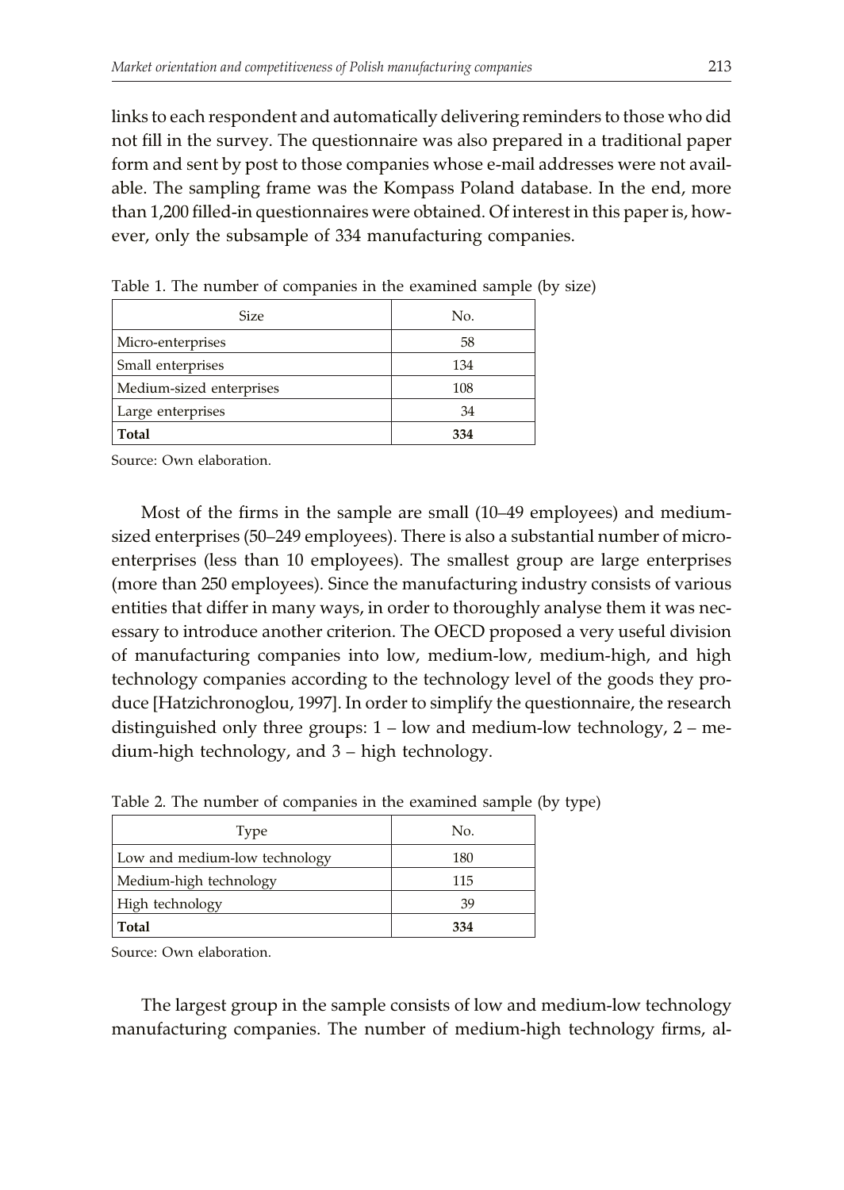links to each respondent and automatically delivering reminders to those who did not fill in the survey. The questionnaire was also prepared in a traditional paper form and sent by post to those companies whose e-mail addresses were not available. The sampling frame was the Kompass Poland database. In the end, more than 1,200 filled-in questionnaires were obtained. Of interest in this paper is, however, only the subsample of 334 manufacturing companies.

Table 1. The number of companies in the examined sample (by size)

| Size | No. |
|---|---|
| Micro-enterprises | 58 |
| Small enterprises | 134 |
| Medium-sized enterprises | 108 |
| Large enterprises | 34 |
| **Total** | **334** |

Source: Own elaboration.

Most of the firms in the sample are small (10–49 employees) and medium-sized enterprises (50–249 employees). There is also a substantial number of micro-enterprises (less than 10 employees). The smallest group are large enterprises (more than 250 employees). Since the manufacturing industry consists of various entities that differ in many ways, in order to thoroughly analyse them it was necessary to introduce another criterion. The OECD proposed a very useful division of manufacturing companies into low, medium-low, medium-high, and high technology companies according to the technology level of the goods they produce [Hatzichronoglou, 1997]. In order to simplify the questionnaire, the research distinguished only three groups: 1 – low and medium-low technology, 2 – medium-high technology, and 3 – high technology.

Table 2. The number of companies in the examined sample (by type)

| Type | No. |
|---|---|
| Low and medium-low technology | 180 |
| Medium-high technology | 115 |
| High technology | 39 |
| **Total** | **334** |

Source: Own elaboration.

The largest group in the sample consists of low and medium-low technology manufacturing companies. The number of medium-high technology firms, al-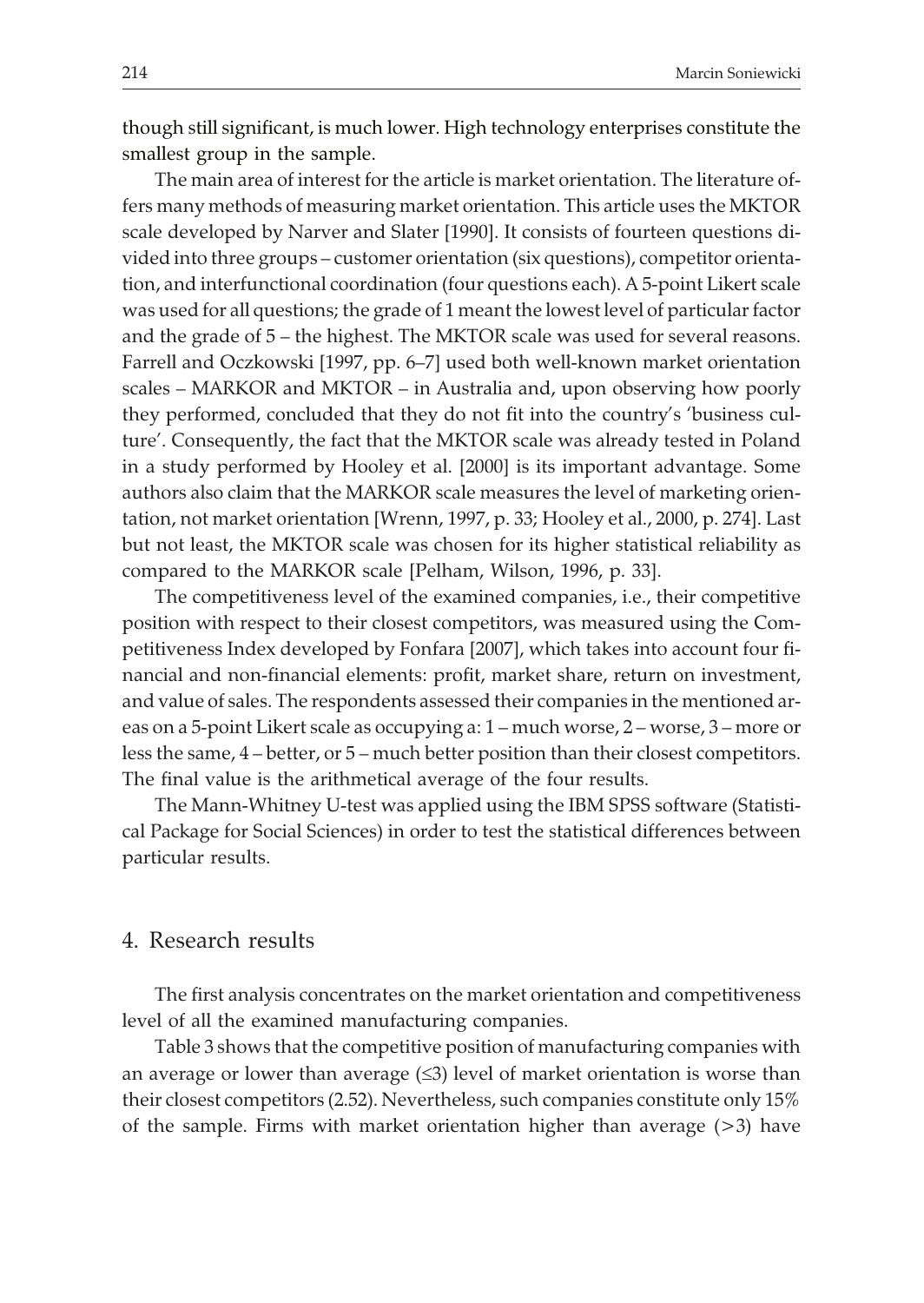though still significant, is much lower. High technology enterprises constitute the smallest group in the sample.

The main area of interest for the article is market orientation. The literature offers many methods of measuring market orientation. This article uses the MKTOR scale developed by Narver and Slater [1990]. It consists of fourteen questions divided into three groups – customer orientation (six questions), competitor orientation, and interfunctional coordination (four questions each). A 5-point Likert scale was used for all questions; the grade of 1 meant the lowest level of particular factor and the grade of 5 – the highest. The MKTOR scale was used for several reasons. Farrell and Oczkowski [1997, pp. 6–7] used both well-known market orientation scales – MARKOR and MKTOR – in Australia and, upon observing how poorly they performed, concluded that they do not fit into the country's 'business culture'. Consequently, the fact that the MKTOR scale was already tested in Poland in a study performed by Hooley et al. [2000] is its important advantage. Some authors also claim that the MARKOR scale measures the level of marketing orientation, not market orientation [Wrenn, 1997, p. 33; Hooley et al., 2000, p. 274]. Last but not least, the MKTOR scale was chosen for its higher statistical reliability as compared to the MARKOR scale [Pelham, Wilson, 1996, p. 33].

The competitiveness level of the examined companies, i.e., their competitive position with respect to their closest competitors, was measured using the Competitiveness Index developed by Fonfara [2007], which takes into account four financial and non-financial elements: profit, market share, return on investment, and value of sales. The respondents assessed their companies in the mentioned areas on a 5-point Likert scale as occupying a: 1 – much worse, 2 – worse, 3 – more or less the same, 4 – better, or 5 – much better position than their closest competitors. The final value is the arithmetical average of the four results.

The Mann-Whitney U-test was applied using the IBM SPSS software (Statistical Package for Social Sciences) in order to test the statistical differences between particular results.

## 4. Research results

The first analysis concentrates on the market orientation and competitiveness level of all the examined manufacturing companies.

Table 3 shows that the competitive position of manufacturing companies with an average or lower than average (≤3) level of market orientation is worse than their closest competitors (2.52). Nevertheless, such companies constitute only 15% of the sample. Firms with market orientation higher than average (>3) have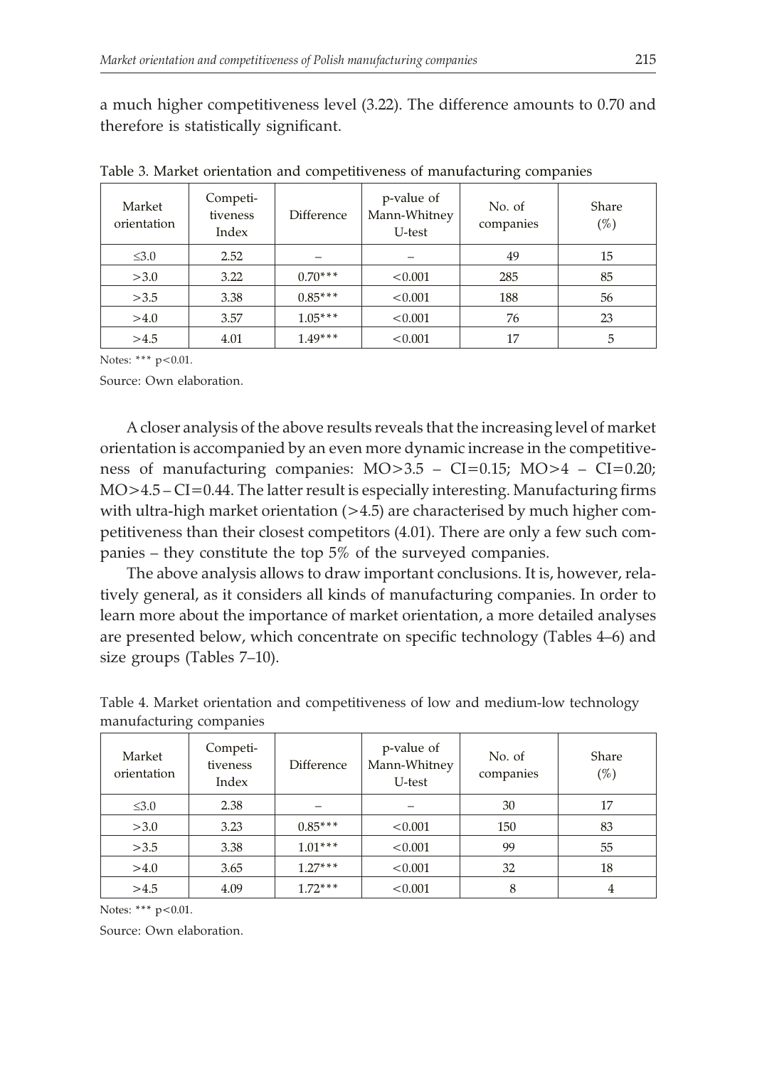a much higher competitiveness level (3.22). The difference amounts to 0.70 and therefore is statistically significant.

Table 3. Market orientation and competitiveness of manufacturing companies

| Market orientation | Competitiveness Index | Difference | p-value of Mann-Whitney U-test | No. of companies | Share (%) |
|---|---|---|---|---|---|
| ≤3.0 | 2.52 | – | – | 49 | 15 |
| >3.0 | 3.22 | 0.70*** | <0.001 | 285 | 85 |
| >3.5 | 3.38 | 0.85*** | <0.001 | 188 | 56 |
| >4.0 | 3.57 | 1.05*** | <0.001 | 76 | 23 |
| >4.5 | 4.01 | 1.49*** | <0.001 | 17 | 5 |

Notes: *** $p<0.01$.

Source: Own elaboration.

A closer analysis of the above results reveals that the increasing level of market orientation is accompanied by an even more dynamic increase in the competitiveness of manufacturing companies: MO>3.5 – CI=0.15; MO>4 – CI=0.20; MO>4.5 – CI=0.44. The latter result is especially interesting. Manufacturing firms with ultra-high market orientation (>4.5) are characterised by much higher competitiveness than their closest competitors (4.01). There are only a few such companies – they constitute the top 5% of the surveyed companies.

The above analysis allows to draw important conclusions. It is, however, relatively general, as it considers all kinds of manufacturing companies. In order to learn more about the importance of market orientation, a more detailed analyses are presented below, which concentrate on specific technology (Tables 4–6) and size groups (Tables 7–10).

Table 4. Market orientation and competitiveness of low and medium-low technology manufacturing companies

| Market orientation | Competitiveness Index | Difference | p-value of Mann-Whitney U-test | No. of companies | Share (%) |
|---|---|---|---|---|---|
| ≤3.0 | 2.38 | – | – | 30 | 17 |
| >3.0 | 3.23 | 0.85*** | <0.001 | 150 | 83 |
| >3.5 | 3.38 | 1.01*** | <0.001 | 99 | 55 |
| >4.0 | 3.65 | 1.27*** | <0.001 | 32 | 18 |
| >4.5 | 4.09 | 1.72*** | <0.001 | 8 | 4 |

Notes: *** $p<0.01$.

Source: Own elaboration.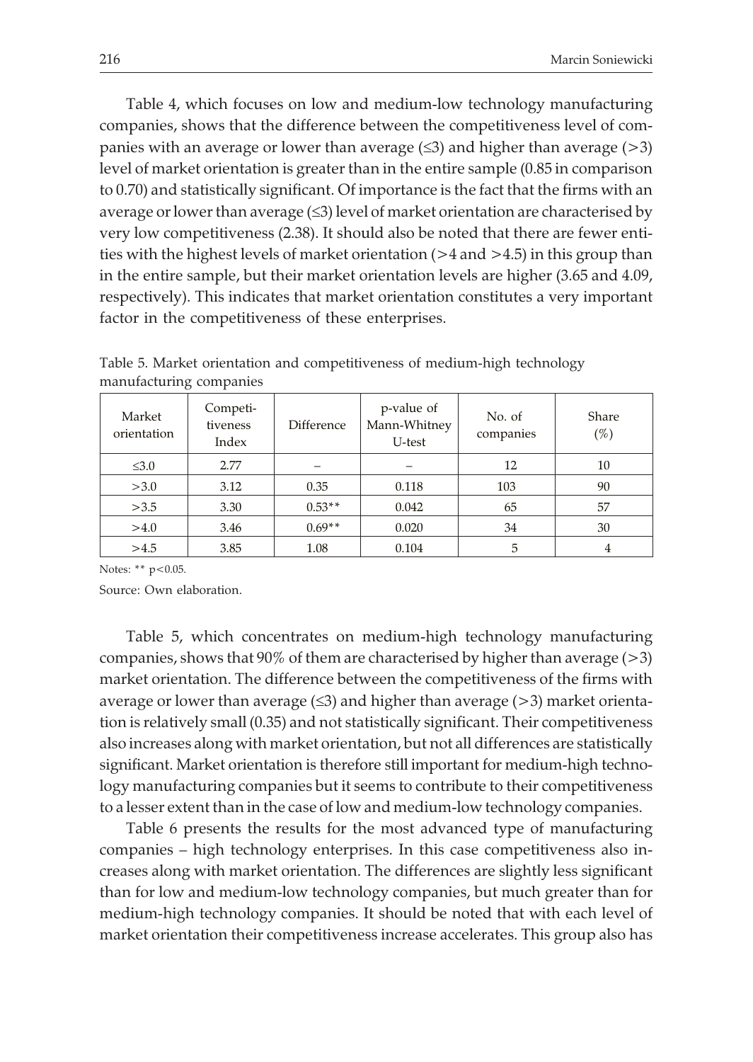Table 4, which focuses on low and medium-low technology manufacturing companies, shows that the difference between the competitiveness level of companies with an average or lower than average (≤3) and higher than average (>3) level of market orientation is greater than in the entire sample (0.85 in comparison to 0.70) and statistically significant. Of importance is the fact that the firms with an average or lower than average (≤3) level of market orientation are characterised by very low competitiveness (2.38). It should also be noted that there are fewer entities with the highest levels of market orientation (>4 and >4.5) in this group than in the entire sample, but their market orientation levels are higher (3.65 and 4.09, respectively). This indicates that market orientation constitutes a very important factor in the competitiveness of these enterprises.

Table 5. Market orientation and competitiveness of medium-high technology manufacturing companies

| Market orientation | Competitiveness Index | Difference | p-value of Mann-Whitney U-test | No. of companies | Share (%) |
|---|---|---|---|---|---|
| ≤3.0 | 2.77 | – | – | 12 | 10 |
| >3.0 | 3.12 | 0.35 | 0.118 | 103 | 90 |
| >3.5 | 3.30 | 0.53** | 0.042 | 65 | 57 |
| >4.0 | 3.46 | 0.69** | 0.020 | 34 | 30 |
| >4.5 | 3.85 | 1.08 | 0.104 | 5 | 4 |

Notes: ** $p<0.05$.

Source: Own elaboration.

Table 5, which concentrates on medium-high technology manufacturing companies, shows that 90% of them are characterised by higher than average (>3) market orientation. The difference between the competitiveness of the firms with average or lower than average (≤3) and higher than average (>3) market orientation is relatively small (0.35) and not statistically significant. Their competitiveness also increases along with market orientation, but not all differences are statistically significant. Market orientation is therefore still important for medium-high technology manufacturing companies but it seems to contribute to their competitiveness to a lesser extent than in the case of low and medium-low technology companies.

Table 6 presents the results for the most advanced type of manufacturing companies – high technology enterprises. In this case competitiveness also increases along with market orientation. The differences are slightly less significant than for low and medium-low technology companies, but much greater than for medium-high technology companies. It should be noted that with each level of market orientation their competitiveness increase accelerates. This group also has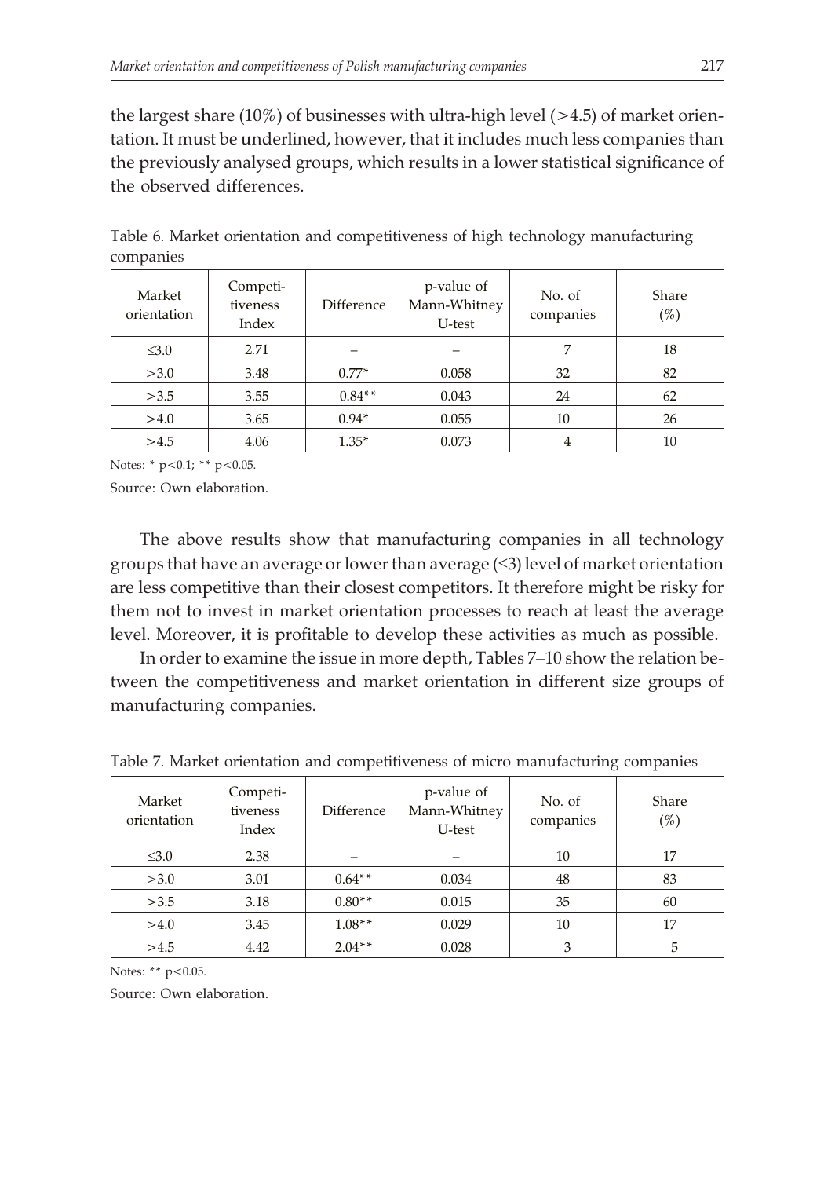the largest share (10%) of businesses with ultra-high level (>4.5) of market orientation. It must be underlined, however, that it includes much less companies than the previously analysed groups, which results in a lower statistical significance of the observed differences.

Table 6. Market orientation and competitiveness of high technology manufacturing companies

| Market orientation | Competitiveness Index | Difference | p-value of Mann-Whitney U-test | No. of companies | Share (%) |
|---|---|---|---|---|---|
| ≤3.0 | 2.71 | – | – | 7 | 18 |
| >3.0 | 3.48 | 0.77* | 0.058 | 32 | 82 |
| >3.5 | 3.55 | 0.84** | 0.043 | 24 | 62 |
| >4.0 | 3.65 | 0.94* | 0.055 | 10 | 26 |
| >4.5 | 4.06 | 1.35* | 0.073 | 4 | 10 |

Notes: * $p<0.1$; ** $p<0.05$.

Source: Own elaboration.

The above results show that manufacturing companies in all technology groups that have an average or lower than average (≤3) level of market orientation are less competitive than their closest competitors. It therefore might be risky for them not to invest in market orientation processes to reach at least the average level. Moreover, it is profitable to develop these activities as much as possible.

In order to examine the issue in more depth, Tables 7–10 show the relation between the competitiveness and market orientation in different size groups of manufacturing companies.

Table 7. Market orientation and competitiveness of micro manufacturing companies

| Market orientation | Competitiveness Index | Difference | p-value of Mann-Whitney U-test | No. of companies | Share (%) |
|---|---|---|---|---|---|
| ≤3.0 | 2.38 | – | – | 10 | 17 |
| >3.0 | 3.01 | 0.64** | 0.034 | 48 | 83 |
| >3.5 | 3.18 | 0.80** | 0.015 | 35 | 60 |
| >4.0 | 3.45 | 1.08** | 0.029 | 10 | 17 |
| >4.5 | 4.42 | 2.04** | 0.028 | 3 | 5 |

Notes: ** $p<0.05$.

Source: Own elaboration.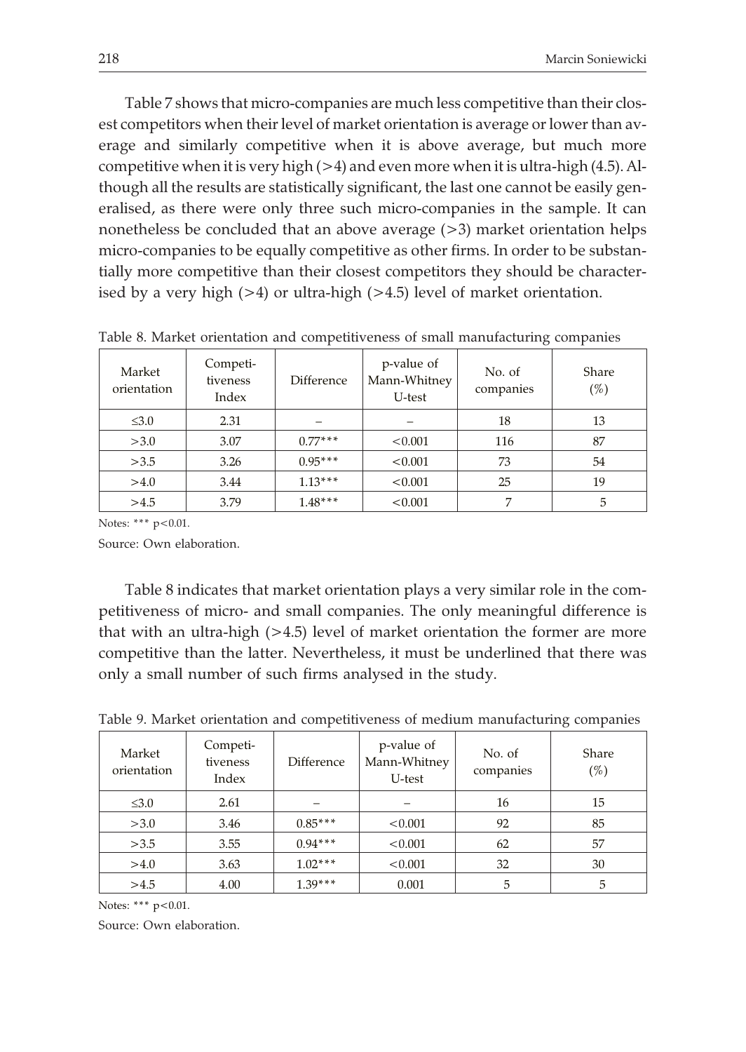Table 7 shows that micro-companies are much less competitive than their closest competitors when their level of market orientation is average or lower than average and similarly competitive when it is above average, but much more competitive when it is very high (>4) and even more when it is ultra-high (4.5). Although all the results are statistically significant, the last one cannot be easily generalised, as there were only three such micro-companies in the sample. It can nonetheless be concluded that an above average (>3) market orientation helps micro-companies to be equally competitive as other firms. In order to be substantially more competitive than their closest competitors they should be characterised by a very high (>4) or ultra-high (>4.5) level of market orientation.

Table 8. Market orientation and competitiveness of small manufacturing companies

| Market orientation | Competitiveness Index | Difference | p-value of Mann-Whitney U-test | No. of companies | Share (%) |
|---|---|---|---|---|---|
| ≤3.0 | 2.31 | – | – | 18 | 13 |
| >3.0 | 3.07 | 0.77*** | <0.001 | 116 | 87 |
| >3.5 | 3.26 | 0.95*** | <0.001 | 73 | 54 |
| >4.0 | 3.44 | 1.13*** | <0.001 | 25 | 19 |
| >4.5 | 3.79 | 1.48*** | <0.001 | 7 | 5 |

Notes: *** $p<0.01$.

Source: Own elaboration.

Table 8 indicates that market orientation plays a very similar role in the competitiveness of micro- and small companies. The only meaningful difference is that with an ultra-high (>4.5) level of market orientation the former are more competitive than the latter. Nevertheless, it must be underlined that there was only a small number of such firms analysed in the study.

Table 9. Market orientation and competitiveness of medium manufacturing companies

| Market orientation | Competitiveness Index | Difference | p-value of Mann-Whitney U-test | No. of companies | Share (%) |
|---|---|---|---|---|---|
| ≤3.0 | 2.61 | – | – | 16 | 15 |
| >3.0 | 3.46 | 0.85*** | <0.001 | 92 | 85 |
| >3.5 | 3.55 | 0.94*** | <0.001 | 62 | 57 |
| >4.0 | 3.63 | 1.02*** | <0.001 | 32 | 30 |
| >4.5 | 4.00 | 1.39*** | 0.001 | 5 | 5 |

Notes: *** $p<0.01$.

Source: Own elaboration.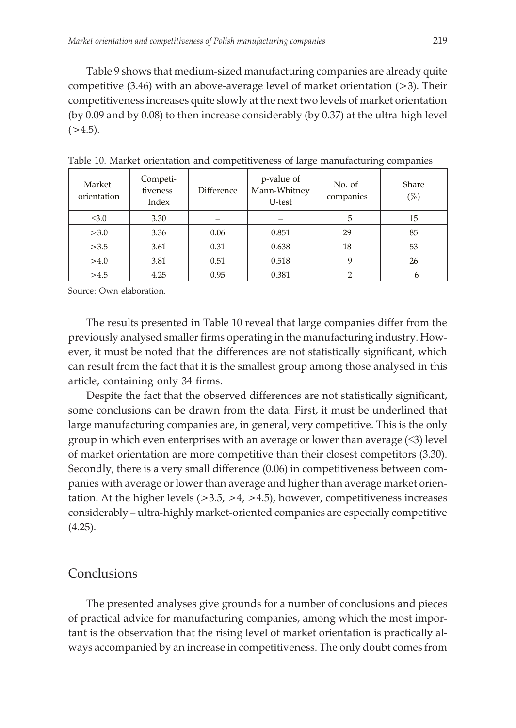Table 9 shows that medium-sized manufacturing companies are already quite competitive (3.46) with an above-average level of market orientation (>3). Their competitiveness increases quite slowly at the next two levels of market orientation (by 0.09 and by 0.08) to then increase considerably (by 0.37) at the ultra-high level (>4.5).

Table 10. Market orientation and competitiveness of large manufacturing companies

| Market orientation | Competi-tiveness Index | Difference | p-value of Mann-Whitney U-test | No. of companies | Share (%) |
|---|---|---|---|---|---|
| ≤3.0 | 3.30 | – | – | 5 | 15 |
| >3.0 | 3.36 | 0.06 | 0.851 | 29 | 85 |
| >3.5 | 3.61 | 0.31 | 0.638 | 18 | 53 |
| >4.0 | 3.81 | 0.51 | 0.518 | 9 | 26 |
| >4.5 | 4.25 | 0.95 | 0.381 | 2 | 6 |

Source: Own elaboration.

The results presented in Table 10 reveal that large companies differ from the previously analysed smaller firms operating in the manufacturing industry. However, it must be noted that the differences are not statistically significant, which can result from the fact that it is the smallest group among those analysed in this article, containing only 34 firms.

Despite the fact that the observed differences are not statistically significant, some conclusions can be drawn from the data. First, it must be underlined that large manufacturing companies are, in general, very competitive. This is the only group in which even enterprises with an average or lower than average (≤3) level of market orientation are more competitive than their closest competitors (3.30). Secondly, there is a very small difference (0.06) in competitiveness between companies with average or lower than average and higher than average market orientation. At the higher levels (>3.5, >4, >4.5), however, competitiveness increases considerably – ultra-highly market-oriented companies are especially competitive (4.25).

## Conclusions

The presented analyses give grounds for a number of conclusions and pieces of practical advice for manufacturing companies, among which the most important is the observation that the rising level of market orientation is practically always accompanied by an increase in competitiveness. The only doubt comes from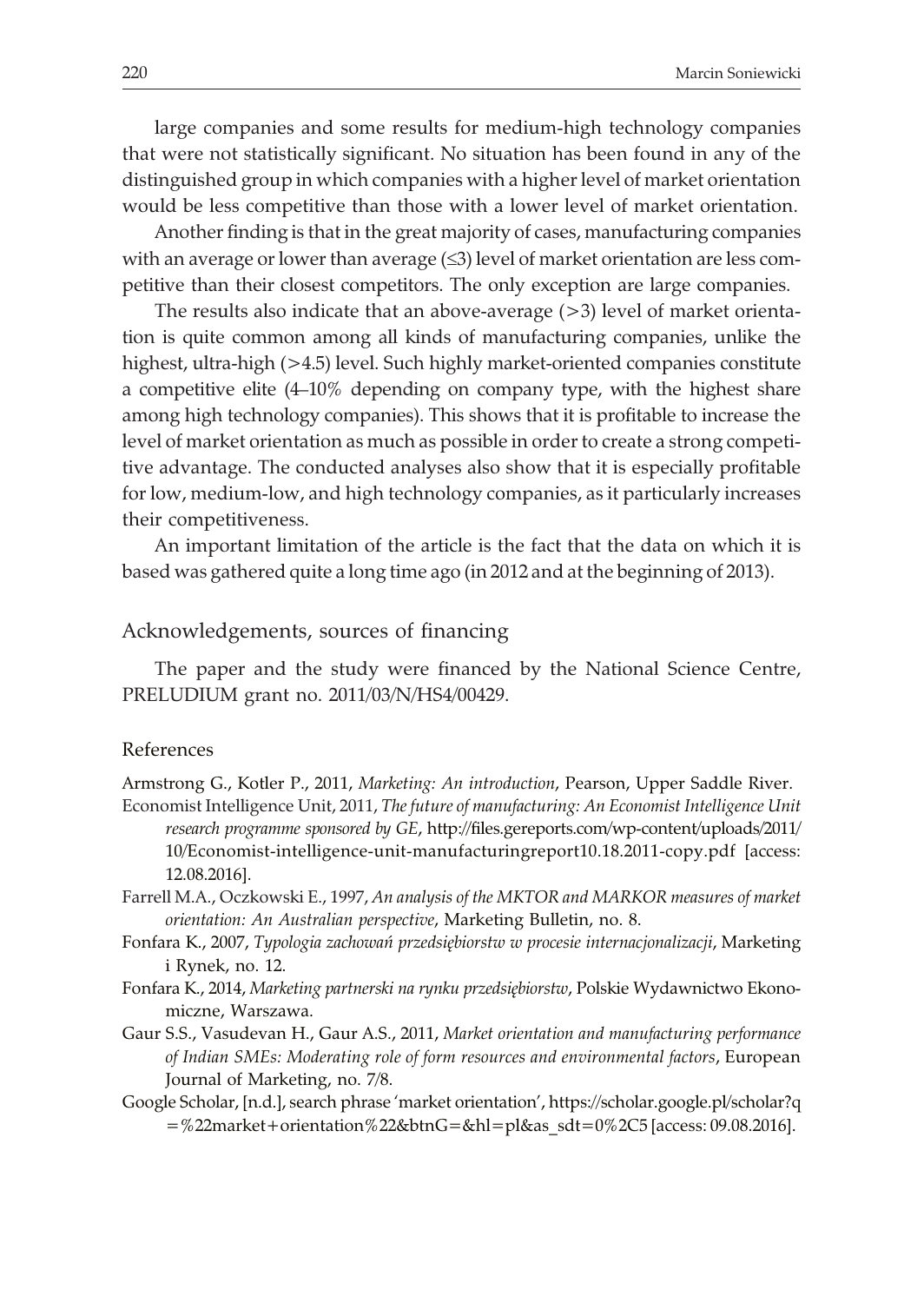large companies and some results for medium-high technology companies that were not statistically significant. No situation has been found in any of the distinguished group in which companies with a higher level of market orientation would be less competitive than those with a lower level of market orientation.

Another finding is that in the great majority of cases, manufacturing companies with an average or lower than average (≤3) level of market orientation are less competitive than their closest competitors. The only exception are large companies.

The results also indicate that an above-average (>3) level of market orientation is quite common among all kinds of manufacturing companies, unlike the highest, ultra-high (>4.5) level. Such highly market-oriented companies constitute a competitive elite (4–10% depending on company type, with the highest share among high technology companies). This shows that it is profitable to increase the level of market orientation as much as possible in order to create a strong competitive advantage. The conducted analyses also show that it is especially profitable for low, medium-low, and high technology companies, as it particularly increases their competitiveness.

An important limitation of the article is the fact that the data on which it is based was gathered quite a long time ago (in 2012 and at the beginning of 2013).

## Acknowledgements, sources of financing

The paper and the study were financed by the National Science Centre, PRELUDIUM grant no. 2011/03/N/HS4/00429.

## References

Armstrong G., Kotler P., 2011, *Marketing: An introduction*, Pearson, Upper Saddle River.

Economist Intelligence Unit, 2011, *The future of manufacturing: An Economist Intelligence Unit research programme sponsored by GE*, http://files.gereports.com/wp-content/uploads/2011/10/Economist-intelligence-unit-manufacturingreport10.18.2011-copy.pdf [access: 12.08.2016].

Farrell M.A., Oczkowski E., 1997, *An analysis of the MKTOR and MARKOR measures of market orientation: An Australian perspective*, Marketing Bulletin, no. 8.

Fonfara K., 2007, *Typologia zachowań przedsiębiorstw w procesie internacjonalizacji*, Marketing i Rynek, no. 12.

Fonfara K., 2014, *Marketing partnerski na rynku przedsiębiorstw*, Polskie Wydawnictwo Ekonomiczne, Warszawa.

Gaur S.S., Vasudevan H., Gaur A.S., 2011, *Market orientation and manufacturing performance of Indian SMEs: Moderating role of form resources and environmental factors*, European Journal of Marketing, no. 7/8.

Google Scholar, [n.d.], search phrase 'market orientation', https://scholar.google.pl/scholar?q=%22market+orientation%22&btnG=&hl=pl&as_sdt=0%2C5 [access: 09.08.2016].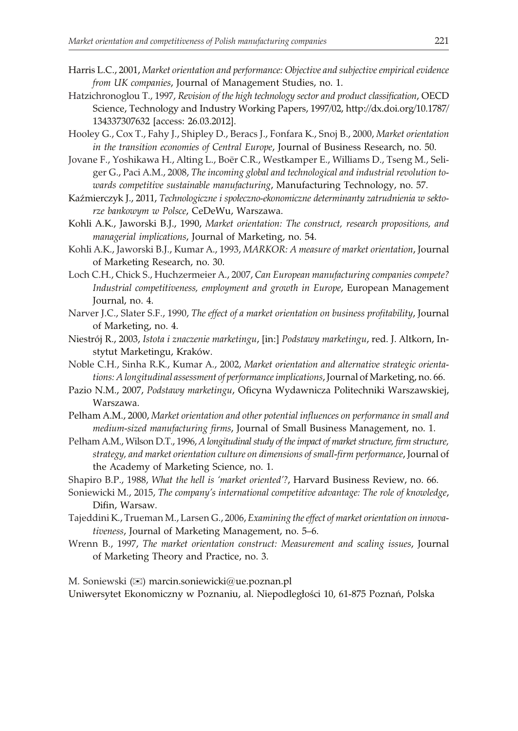Harris L.C., 2001, *Market orientation and performance: Objective and subjective empirical evidence from UK companies*, Journal of Management Studies, no. 1.

Hatzichronoglou T., 1997, *Revision of the high technology sector and product classification*, OECD Science, Technology and Industry Working Papers, 1997/02, http://dx.doi.org/10.1787/134337307632 [access: 26.03.2012].

Hooley G., Cox T., Fahy J., Shipley D., Beracs J., Fonfara K., Snoj B., 2000, *Market orientation in the transition economies of Central Europe*, Journal of Business Research, no. 50.

Jovane F., Yoshikawa H., Alting L., Boër C.R., Westkamper E., Williams D., Tseng M., Seliger G., Paci A.M., 2008, *The incoming global and technological and industrial revolution towards competitive sustainable manufacturing*, Manufacturing Technology, no. 57.

Kaźmierczyk J., 2011, *Technologiczne i społeczno-ekonomiczne determinanty zatrudnienia w sektorze bankowym w Polsce*, CeDeWu, Warszawa.

Kohli A.K., Jaworski B.J., 1990, *Market orientation: The construct, research propositions, and managerial implications*, Journal of Marketing, no. 54.

Kohli A.K., Jaworski B.J., Kumar A., 1993, *MARKOR: A measure of market orientation*, Journal of Marketing Research, no. 30.

Loch C.H., Chick S., Huchzermeier A., 2007, *Can European manufacturing companies compete? Industrial competitiveness, employment and growth in Europe*, European Management Journal, no. 4.

Narver J.C., Slater S.F., 1990, *The effect of a market orientation on business profitability*, Journal of Marketing, no. 4.

Niestrój R., 2003, *Istota i znaczenie marketingu*, [in:] *Podstawy marketingu*, red. J. Altkorn, Instytut Marketingu, Kraków.

Noble C.H., Sinha R.K., Kumar A., 2002, *Market orientation and alternative strategic orientations: A longitudinal assessment of performance implications*, Journal of Marketing, no. 66.

Pazio N.M., 2007, *Podstawy marketingu*, Oficyna Wydawnicza Politechniki Warszawskiej, Warszawa.

Pelham A.M., 2000, *Market orientation and other potential influences on performance in small and medium-sized manufacturing firms*, Journal of Small Business Management, no. 1.

Pelham A.M., Wilson D.T., 1996, *A longitudinal study of the impact of market structure, firm structure, strategy, and market orientation culture on dimensions of small-firm performance*, Journal of the Academy of Marketing Science, no. 1.

Shapiro B.P., 1988, *What the hell is 'market oriented'?*, Harvard Business Review, no. 66.

Soniewicki M., 2015, *The company's international competitive advantage: The role of knowledge*, Difin, Warsaw.

Tajeddini K., Trueman M., Larsen G., 2006, *Examining the effect of market orientation on innovativeness*, Journal of Marketing Management, no. 5–6.

Wrenn B., 1997, *The market orientation construct: Measurement and scaling issues*, Journal of Marketing Theory and Practice, no. 3.

M. Soniewski (✉) marcin.soniewicki@ue.poznan.pl

Uniwersytet Ekonomiczny w Poznaniu, al. Niepodległości 10, 61-875 Poznań, Polska